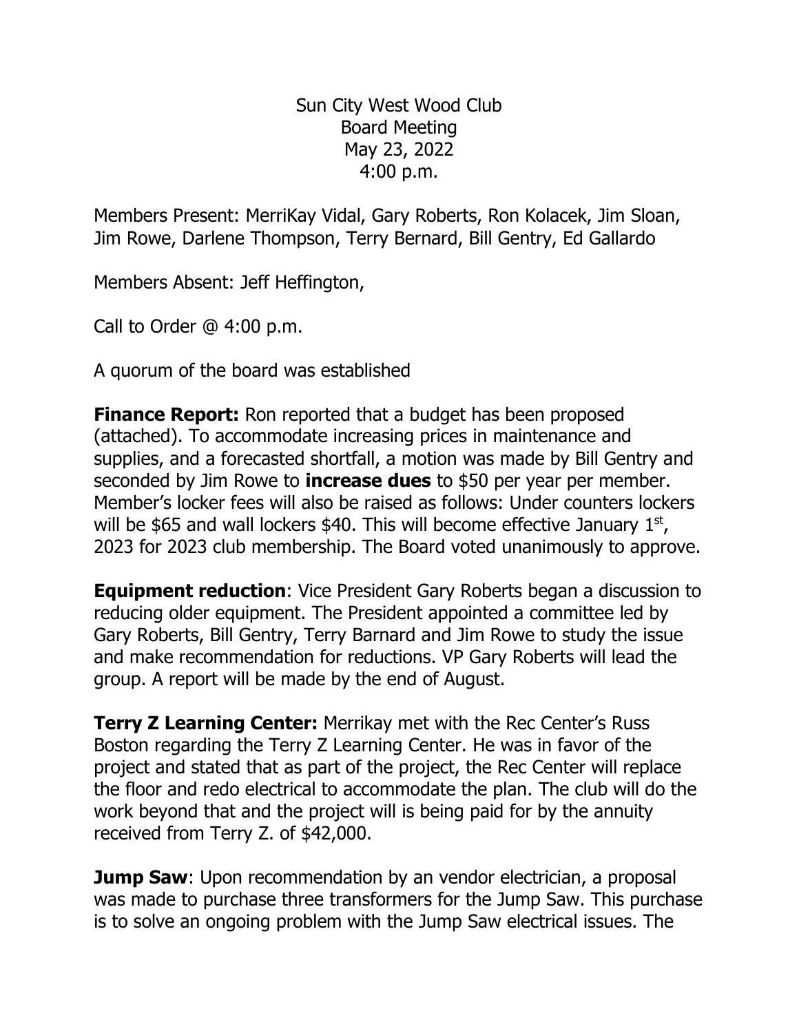Sun City West Wood Club
Board Meeting
May 23, 2022
4:00 p.m.

Members Present: MerriKay Vidal, Gary Roberts, Ron Kolacek, Jim Sloan, Jim Rowe, Darlene Thompson, Terry Bernard, Bill Gentry, Ed Gallardo

Members Absent: Jeff Heffington,

Call to Order @ 4:00 p.m.

A quorum of the board was established

**Finance Report:** Ron reported that a budget has been proposed (attached). To accommodate increasing prices in maintenance and supplies, and a forecasted shortfall, a motion was made by Bill Gentry and seconded by Jim Rowe to **increase dues** to $50 per year per member. Member's locker fees will also be raised as follows: Under counters lockers will be $65 and wall lockers $40. This will become effective January 1st, 2023 for 2023 club membership. The Board voted unanimously to approve.

**Equipment reduction**: Vice President Gary Roberts began a discussion to reducing older equipment. The President appointed a committee led by Gary Roberts, Bill Gentry, Terry Barnard and Jim Rowe to study the issue and make recommendation for reductions. VP Gary Roberts will lead the group. A report will be made by the end of August.

**Terry Z Learning Center:** Merrikay met with the Rec Center's Russ Boston regarding the Terry Z Learning Center. He was in favor of the project and stated that as part of the project, the Rec Center will replace the floor and redo electrical to accommodate the plan. The club will do the work beyond that and the project will is being paid for by the annuity received from Terry Z. of $42,000.

**Jump Saw**: Upon recommendation by an vendor electrician, a proposal was made to purchase three transformers for the Jump Saw. This purchase is to solve an ongoing problem with the Jump Saw electrical issues. The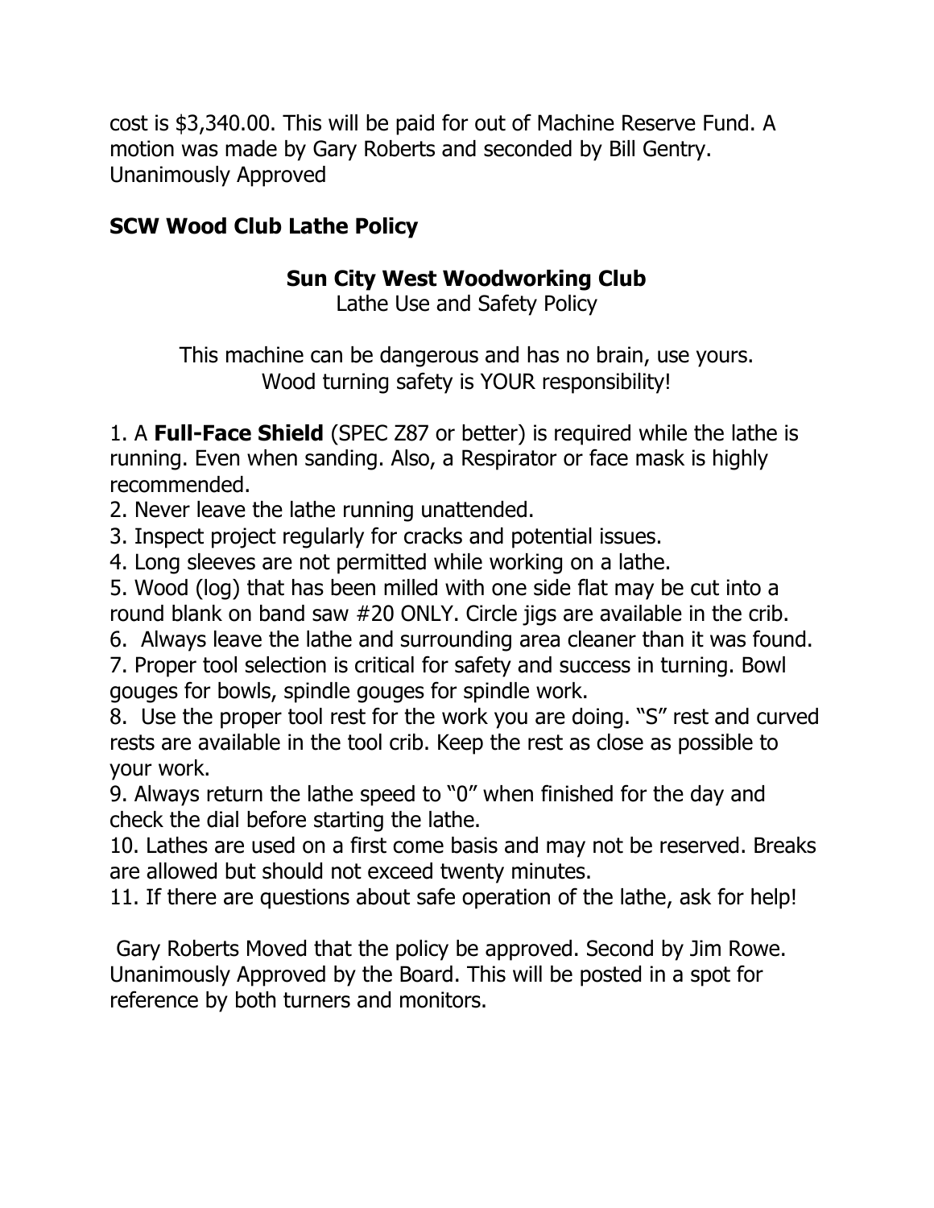cost is $3,340.00. This will be paid for out of Machine Reserve Fund. A motion was made by Gary Roberts and seconded by Bill Gentry. Unanimously Approved

**SCW Wood Club Lathe Policy**

**Sun City West Woodworking Club**
Lathe Use and Safety Policy

This machine can be dangerous and has no brain, use yours.
Wood turning safety is YOUR responsibility!

1. A **Full-Face Shield** (SPEC Z87 or better) is required while the lathe is running. Even when sanding. Also, a Respirator or face mask is highly recommended.
2. Never leave the lathe running unattended.
3. Inspect project regularly for cracks and potential issues.
4. Long sleeves are not permitted while working on a lathe.
5. Wood (log) that has been milled with one side flat may be cut into a round blank on band saw #20 ONLY. Circle jigs are available in the crib.
6. Always leave the lathe and surrounding area cleaner than it was found.
7. Proper tool selection is critical for safety and success in turning. Bowl gouges for bowls, spindle gouges for spindle work.
8. Use the proper tool rest for the work you are doing. "S" rest and curved rests are available in the tool crib. Keep the rest as close as possible to your work.
9. Always return the lathe speed to "0" when finished for the day and check the dial before starting the lathe.
10. Lathes are used on a first come basis and may not be reserved. Breaks are allowed but should not exceed twenty minutes.
11. If there are questions about safe operation of the lathe, ask for help!

Gary Roberts Moved that the policy be approved. Second by Jim Rowe. Unanimously Approved by the Board. This will be posted in a spot for reference by both turners and monitors.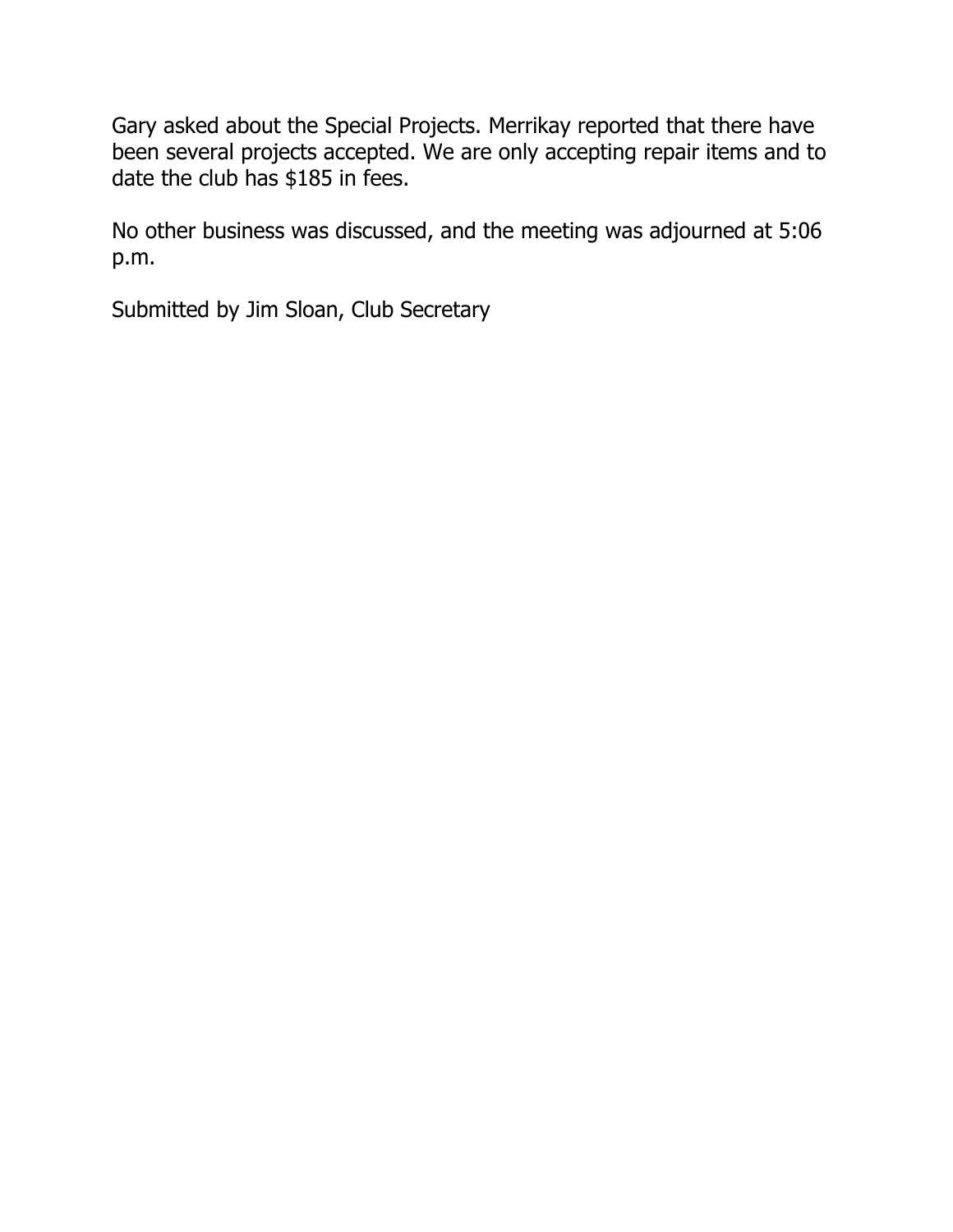Gary asked about the Special Projects. Merrikay reported that there have been several projects accepted. We are only accepting repair items and to date the club has $185 in fees.

No other business was discussed, and the meeting was adjourned at 5:06 p.m.

Submitted by Jim Sloan, Club Secretary